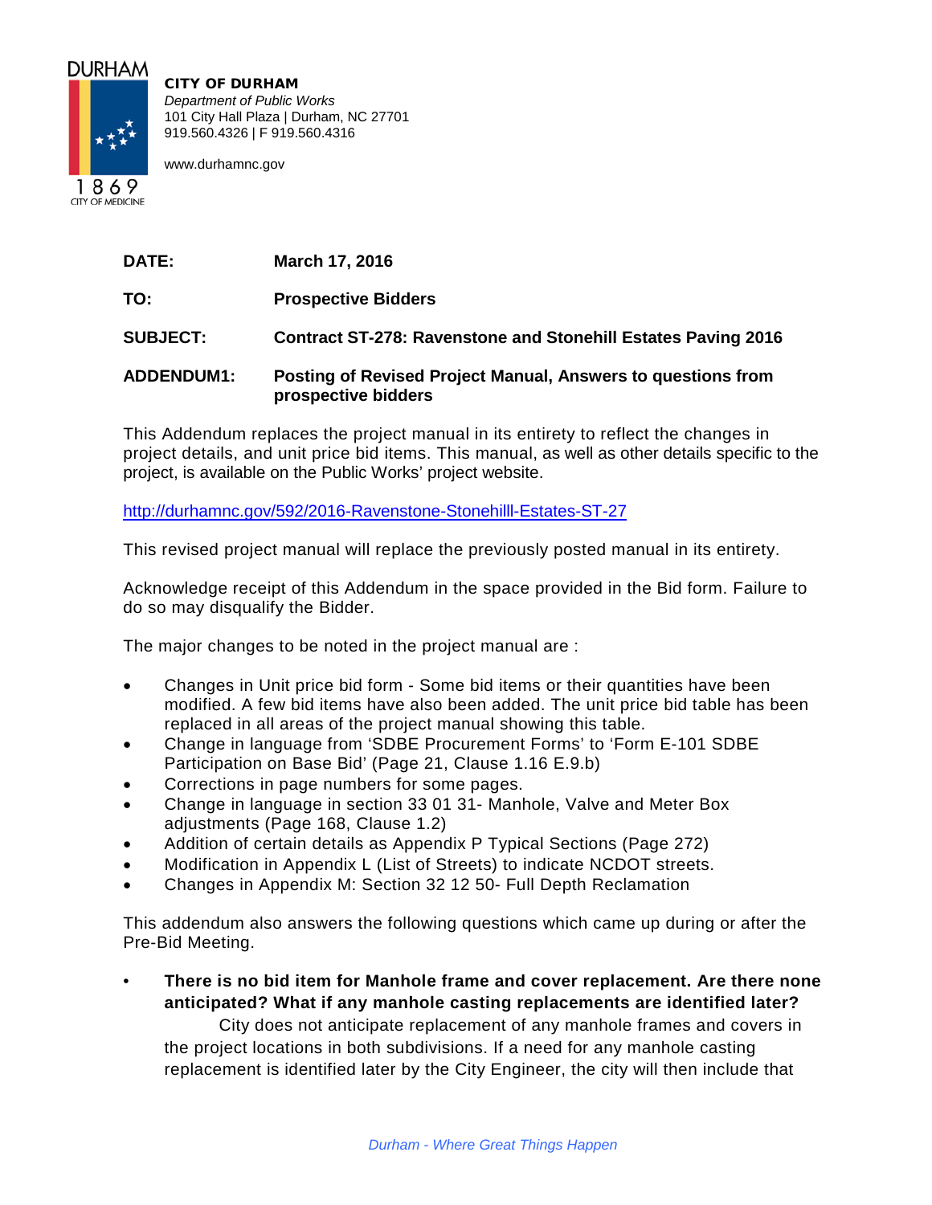DURHAM

1869
CITY OF MEDICINE

**CITY OF DURHAM**
*Department of Public Works*
101 City Hall Plaza | Durham, NC 27701
919.560.4326 | F 919.560.4316

www.durhamnc.gov

| | |
|---|---|
| **DATE:** | **March 17, 2016** |
| **TO:** | **Prospective Bidders** |
| **SUBJECT:** | **Contract ST-278: Ravenstone and Stonehill Estates Paving 2016** |
| **ADDENDUM1:** | **Posting of Revised Project Manual, Answers to questions from prospective bidders** |

This Addendum replaces the project manual in its entirety to reflect the changes in project details, and unit price bid items. This manual, as well as other details specific to the project, is available on the Public Works' project website.

http://durhamnc.gov/592/2016-Ravenstone-Stonehilll-Estates-ST-27

This revised project manual will replace the previously posted manual in its entirety.

Acknowledge receipt of this Addendum in the space provided in the Bid form. Failure to do so may disqualify the Bidder.

The major changes to be noted in the project manual are :

- Changes in Unit price bid form - Some bid items or their quantities have been modified. A few bid items have also been added. The unit price bid table has been replaced in all areas of the project manual showing this table.
- Change in language from 'SDBE Procurement Forms' to 'Form E-101 SDBE Participation on Base Bid' (Page 21, Clause 1.16 E.9.b)
- Corrections in page numbers for some pages.
- Change in language in section 33 01 31- Manhole, Valve and Meter Box adjustments (Page 168, Clause 1.2)
- Addition of certain details as Appendix P Typical Sections (Page 272)
- Modification in Appendix L (List of Streets) to indicate NCDOT streets.
- Changes in Appendix M: Section 32 12 50- Full Depth Reclamation

This addendum also answers the following questions which came up during or after the Pre-Bid Meeting.

- **There is no bid item for Manhole frame and cover replacement. Are there none anticipated? What if any manhole casting replacements are identified later?**
  City does not anticipate replacement of any manhole frames and covers in the project locations in both subdivisions. If a need for any manhole casting replacement is identified later by the City Engineer, the city will then include that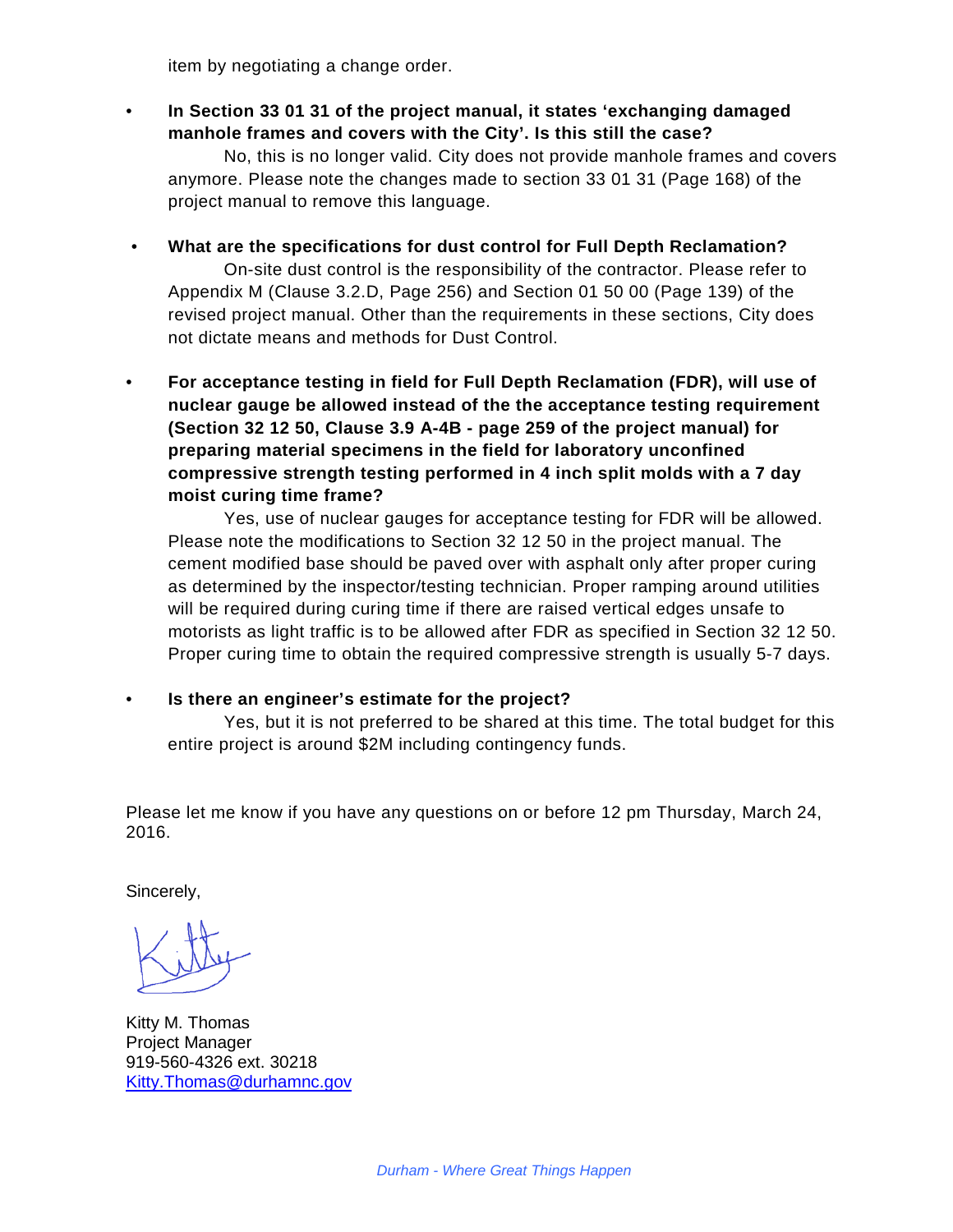item by negotiating a change order.

- **In Section 33 01 31 of the project manual, it states 'exchanging damaged manhole frames and covers with the City'. Is this still the case?**

  No, this is no longer valid. City does not provide manhole frames and covers anymore. Please note the changes made to section 33 01 31 (Page 168) of the project manual to remove this language.

- **What are the specifications for dust control for Full Depth Reclamation?**

  On-site dust control is the responsibility of the contractor. Please refer to Appendix M (Clause 3.2.D, Page 256) and Section 01 50 00 (Page 139) of the revised project manual. Other than the requirements in these sections, City does not dictate means and methods for Dust Control.

- **For acceptance testing in field for Full Depth Reclamation (FDR), will use of nuclear gauge be allowed instead of the the acceptance testing requirement (Section 32 12 50, Clause 3.9 A-4B - page 259 of the project manual) for preparing material specimens in the field for laboratory unconfined compressive strength testing performed in 4 inch split molds with a 7 day moist curing time frame?**

  Yes, use of nuclear gauges for acceptance testing for FDR will be allowed. Please note the modifications to Section 32 12 50 in the project manual. The cement modified base should be paved over with asphalt only after proper curing as determined by the inspector/testing technician. Proper ramping around utilities will be required during curing time if there are raised vertical edges unsafe to motorists as light traffic is to be allowed after FDR as specified in Section 32 12 50. Proper curing time to obtain the required compressive strength is usually 5-7 days.

- **Is there an engineer's estimate for the project?**

  Yes, but it is not preferred to be shared at this time. The total budget for this entire project is around $2M including contingency funds.

Please let me know if you have any questions on or before 12 pm Thursday, March 24, 2016.

Sincerely,

Kitty M. Thomas
Project Manager
919-560-4326 ext. 30218
Kitty.Thomas@durhamnc.gov

*Durham - Where Great Things Happen*